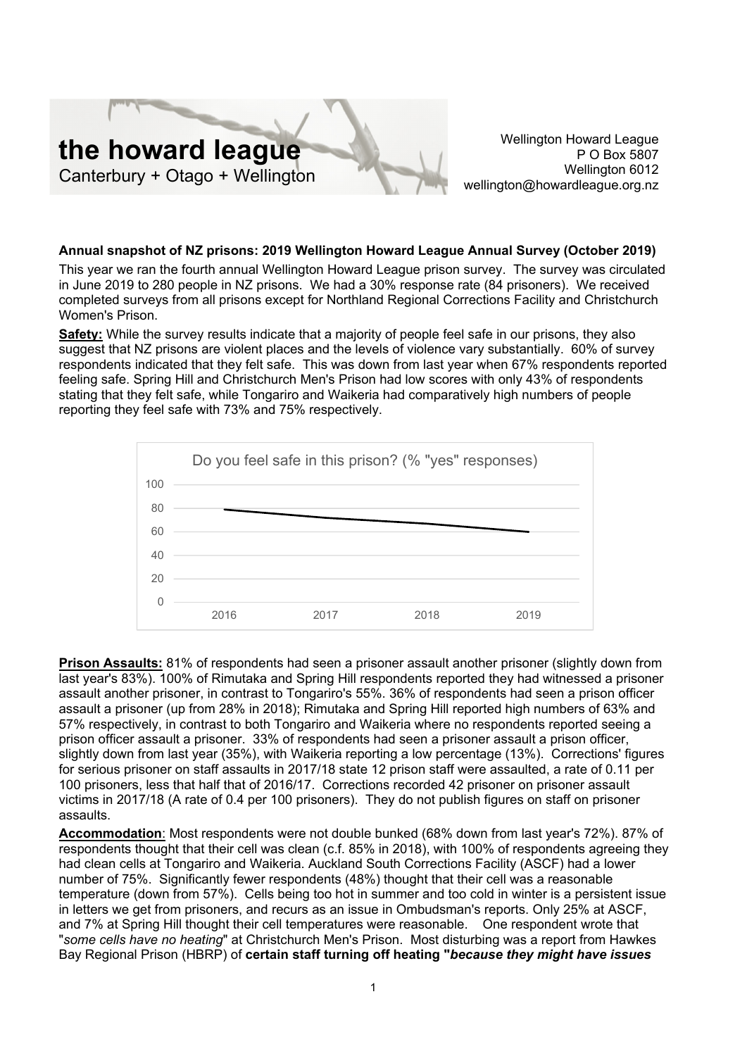# the howard league

Canterbury + Otago + Wellington

Wellington Howard League
P O Box 5807
Wellington 6012
wellington@howardleague.org.nz

**Annual snapshot of NZ prisons: 2019 Wellington Howard League Annual Survey (October 2019)**

This year we ran the fourth annual Wellington Howard League prison survey. The survey was circulated in June 2019 to 280 people in NZ prisons. We had a 30% response rate (84 prisoners). We received completed surveys from all prisons except for Northland Regional Corrections Facility and Christchurch Women's Prison.

**Safety:** While the survey results indicate that a majority of people feel safe in our prisons, they also suggest that NZ prisons are violent places and the levels of violence vary substantially. 60% of survey respondents indicated that they felt safe. This was down from last year when 67% respondents reported feeling safe. Spring Hill and Christchurch Men's Prison had low scores with only 43% of respondents stating that they felt safe, while Tongariro and Waikeria had comparatively high numbers of people reporting they feel safe with 73% and 75% respectively.

Do you feel safe in this prison? (% "yes" responses)

| Year | % "yes" (approx.) |
|---|---|
| 2016 | 79 |
| 2017 | 72 |
| 2018 | 67 |
| 2019 | 60 |

**Prison Assaults:** 81% of respondents had seen a prisoner assault another prisoner (slightly down from last year's 83%). 100% of Rimutaka and Spring Hill respondents reported they had witnessed a prisoner assault another prisoner, in contrast to Tongariro's 55%. 36% of respondents had seen a prison officer assault a prisoner (up from 28% in 2018); Rimutaka and Spring Hill reported high numbers of 63% and 57% respectively, in contrast to both Tongariro and Waikeria where no respondents reported seeing a prison officer assault a prisoner. 33% of respondents had seen a prisoner assault a prison officer, slightly down from last year (35%), with Waikeria reporting a low percentage (13%). Corrections' figures for serious prisoner on staff assaults in 2017/18 state 12 prison staff were assaulted, a rate of 0.11 per 100 prisoners, less that half that of 2016/17. Corrections recorded 42 prisoner on prisoner assault victims in 2017/18 (A rate of 0.4 per 100 prisoners). They do not publish figures on staff on prisoner assaults.

**Accommodation**: Most respondents were not double bunked (68% down from last year's 72%). 87% of respondents thought that their cell was clean (c.f. 85% in 2018), with 100% of respondents agreeing they had clean cells at Tongariro and Waikeria. Auckland South Corrections Facility (ASCF) had a lower number of 75%. Significantly fewer respondents (48%) thought that their cell was a reasonable temperature (down from 57%). Cells being too hot in summer and too cold in winter is a persistent issue in letters we get from prisoners, and recurs as an issue in Ombudsman's reports. Only 25% at ASCF, and 7% at Spring Hill thought their cell temperatures were reasonable. One respondent wrote that "*some cells have no heating*" at Christchurch Men's Prison. Most disturbing was a report from Hawkes Bay Regional Prison (HBRP) of **certain staff turning off heating "*because they might have issues***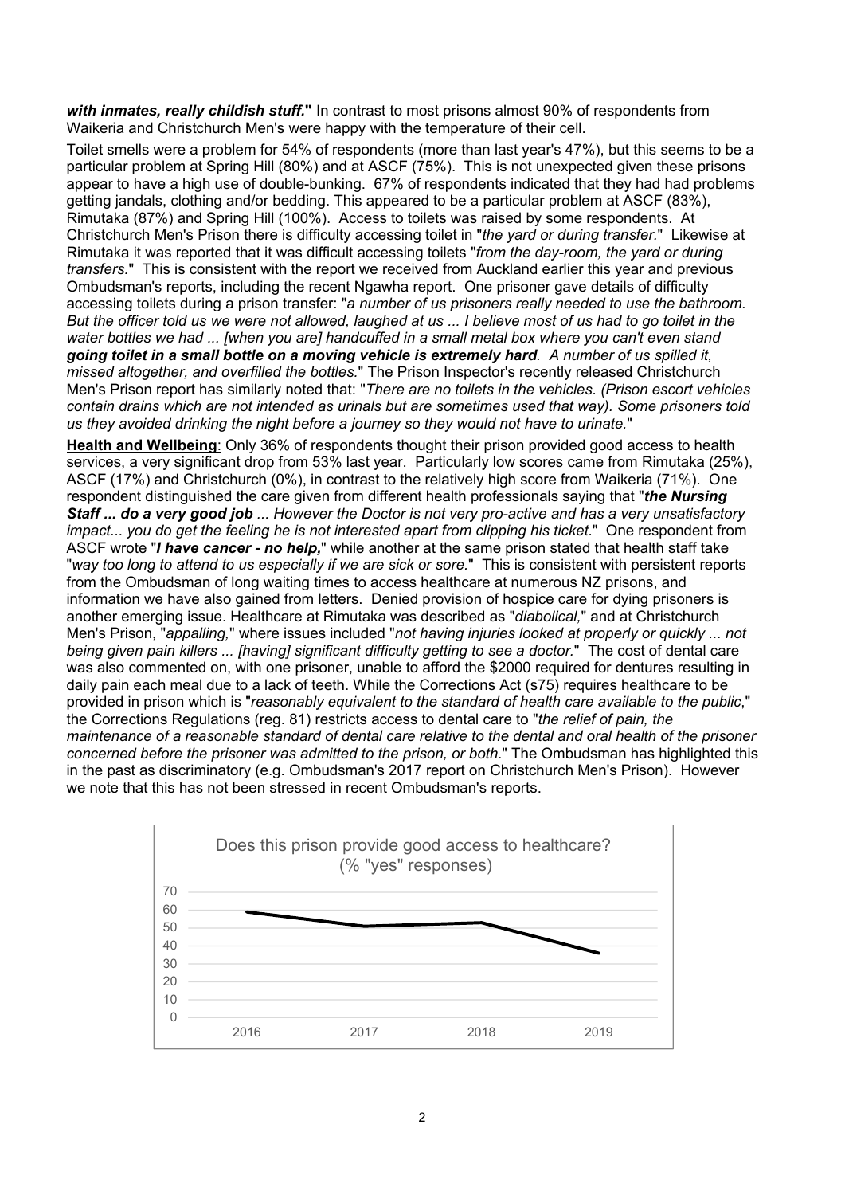***with inmates, really childish stuff.*"** In contrast to most prisons almost 90% of respondents from Waikeria and Christchurch Men's were happy with the temperature of their cell.

Toilet smells were a problem for 54% of respondents (more than last year's 47%), but this seems to be a particular problem at Spring Hill (80%) and at ASCF (75%). This is not unexpected given these prisons appear to have a high use of double-bunking. 67% of respondents indicated that they had had problems getting jandals, clothing and/or bedding. This appeared to be a particular problem at ASCF (83%), Rimutaka (87%) and Spring Hill (100%). Access to toilets was raised by some respondents. At Christchurch Men's Prison there is difficulty accessing toilet in "*the yard or during transfer.*" Likewise at Rimutaka it was reported that it was difficult accessing toilets "*from the day-room, the yard or during transfers.*" This is consistent with the report we received from Auckland earlier this year and previous Ombudsman's reports, including the recent Ngawha report. One prisoner gave details of difficulty accessing toilets during a prison transfer: "*a number of us prisoners really needed to use the bathroom. But the officer told us we were not allowed, laughed at us ... I believe most of us had to go toilet in the water bottles we had ... [when you are] handcuffed in a small metal box where you can't even stand* ***going toilet in a small bottle on a moving vehicle is extremely hard****. A number of us spilled it, missed altogether, and overfilled the bottles.*" The Prison Inspector's recently released Christchurch Men's Prison report has similarly noted that: "*There are no toilets in the vehicles. (Prison escort vehicles contain drains which are not intended as urinals but are sometimes used that way). Some prisoners told us they avoided drinking the night before a journey so they would not have to urinate.*"

**Health and Wellbeing**: Only 36% of respondents thought their prison provided good access to health services, a very significant drop from 53% last year. Particularly low scores came from Rimutaka (25%), ASCF (17%) and Christchurch (0%), in contrast to the relatively high score from Waikeria (71%). One respondent distinguished the care given from different health professionals saying that "***the Nursing Staff ... do a very good job*** *... However the Doctor is not very pro-active and has a very unsatisfactory impact... you do get the feeling he is not interested apart from clipping his ticket.*" One respondent from ASCF wrote "***I have cancer - no help,***" while another at the same prison stated that health staff take "*way too long to attend to us especially if we are sick or sore.*" This is consistent with persistent reports from the Ombudsman of long waiting times to access healthcare at numerous NZ prisons, and information we have also gained from letters. Denied provision of hospice care for dying prisoners is another emerging issue. Healthcare at Rimutaka was described as "*diabolical,*" and at Christchurch Men's Prison, "*appalling,*" where issues included "*not having injuries looked at properly or quickly ... not being given pain killers ... [having] significant difficulty getting to see a doctor.*" The cost of dental care was also commented on, with one prisoner, unable to afford the $2000 required for dentures resulting in daily pain each meal due to a lack of teeth. While the Corrections Act (s75) requires healthcare to be provided in prison which is "*reasonably equivalent to the standard of health care available to the public*," the Corrections Regulations (reg. 81) restricts access to dental care to "*the relief of pain, the maintenance of a reasonable standard of dental care relative to the dental and oral health of the prisoner concerned before the prisoner was admitted to the prison, or both*." The Ombudsman has highlighted this in the past as discriminatory (e.g. Ombudsman's 2017 report on Christchurch Men's Prison). However we note that this has not been stressed in recent Ombudsman's reports.

Does this prison provide good access to healthcare? (% "yes" responses)

| Year | % "yes" |
|---|---|
| 2016 | 59 |
| 2017 | 51 |
| 2018 | 53 |
| 2019 | 36 |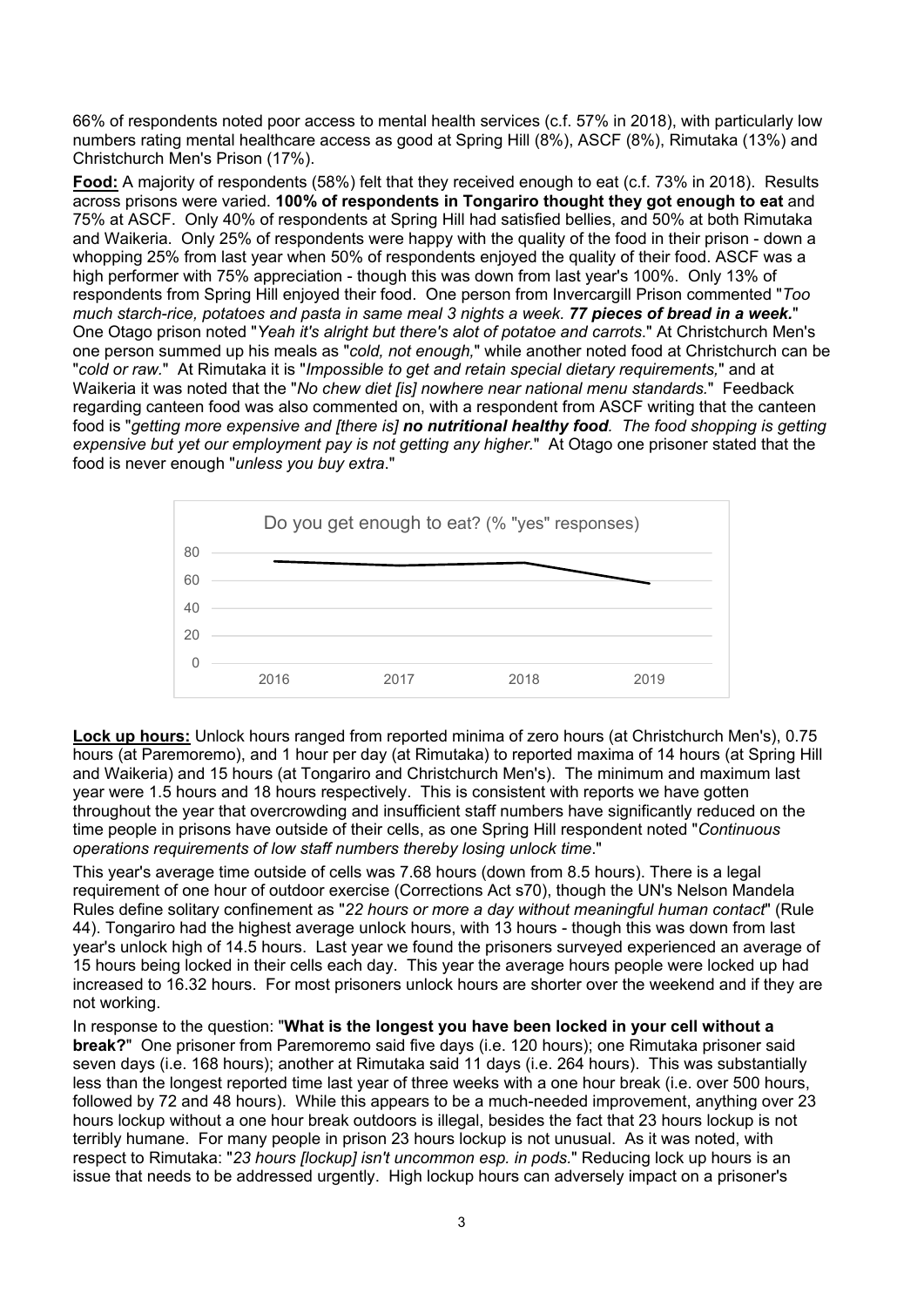66% of respondents noted poor access to mental health services (c.f. 57% in 2018), with particularly low numbers rating mental healthcare access as good at Spring Hill (8%), ASCF (8%), Rimutaka (13%) and Christchurch Men's Prison (17%).

**Food:** A majority of respondents (58%) felt that they received enough to eat (c.f. 73% in 2018). Results across prisons were varied. **100% of respondents in Tongariro thought they got enough to eat** and 75% at ASCF. Only 40% of respondents at Spring Hill had satisfied bellies, and 50% at both Rimutaka and Waikeria. Only 25% of respondents were happy with the quality of the food in their prison - down a whopping 25% from last year when 50% of respondents enjoyed the quality of their food. ASCF was a high performer with 75% appreciation - though this was down from last year's 100%. Only 13% of respondents from Spring Hill enjoyed their food. One person from Invercargill Prison commented "*Too much starch-rice, potatoes and pasta in same meal 3 nights a week. **77 pieces of bread in a week.***" One Otago prison noted "*Yeah it's alright but there's alot of potatoe and carrots*." At Christchurch Men's one person summed up his meals as "*cold, not enough,*" while another noted food at Christchurch can be "*cold or raw.*" At Rimutaka it is "*Impossible to get and retain special dietary requirements,*" and at Waikeria it was noted that the "*No chew diet [is] nowhere near national menu standards.*" Feedback regarding canteen food was also commented on, with a respondent from ASCF writing that the canteen food is "*getting more expensive and [there is] **no nutritional healthy food**. The food shopping is getting expensive but yet our employment pay is not getting any higher.*" At Otago one prisoner stated that the food is never enough "*unless you buy extra*."

Do you get enough to eat? (% "yes" responses)

| Year | % "yes" (approx.) |
|---|---|
| 2016 | 74 |
| 2017 | 71 |
| 2018 | 73 |
| 2019 | 58 |

**Lock up hours:** Unlock hours ranged from reported minima of zero hours (at Christchurch Men's), 0.75 hours (at Paremoremo), and 1 hour per day (at Rimutaka) to reported maxima of 14 hours (at Spring Hill and Waikeria) and 15 hours (at Tongariro and Christchurch Men's). The minimum and maximum last year were 1.5 hours and 18 hours respectively. This is consistent with reports we have gotten throughout the year that overcrowding and insufficient staff numbers have significantly reduced on the time people in prisons have outside of their cells, as one Spring Hill respondent noted "*Continuous operations requirements of low staff numbers thereby losing unlock time*."

This year's average time outside of cells was 7.68 hours (down from 8.5 hours). There is a legal requirement of one hour of outdoor exercise (Corrections Act s70), though the UN's Nelson Mandela Rules define solitary confinement as "*22 hours or more a day without meaningful human contact*" (Rule 44). Tongariro had the highest average unlock hours, with 13 hours - though this was down from last year's unlock high of 14.5 hours. Last year we found the prisoners surveyed experienced an average of 15 hours being locked in their cells each day. This year the average hours people were locked up had increased to 16.32 hours. For most prisoners unlock hours are shorter over the weekend and if they are not working.

In response to the question: "**What is the longest you have been locked in your cell without a break?**" One prisoner from Paremoremo said five days (i.e. 120 hours); one Rimutaka prisoner said seven days (i.e. 168 hours); another at Rimutaka said 11 days (i.e. 264 hours). This was substantially less than the longest reported time last year of three weeks with a one hour break (i.e. over 500 hours, followed by 72 and 48 hours). While this appears to be a much-needed improvement, anything over 23 hours lockup without a one hour break outdoors is illegal, besides the fact that 23 hours lockup is not terribly humane. For many people in prison 23 hours lockup is not unusual. As it was noted, with respect to Rimutaka: "*23 hours [lockup] isn't uncommon esp. in pods.*" Reducing lock up hours is an issue that needs to be addressed urgently. High lockup hours can adversely impact on a prisoner's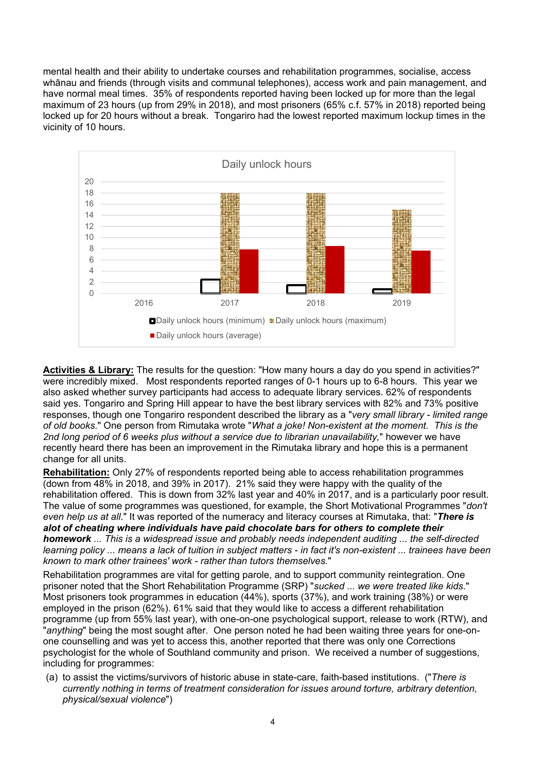mental health and their ability to undertake courses and rehabilitation programmes, socialise, access whānau and friends (through visits and communal telephones), access work and pain management, and have normal meal times. 35% of respondents reported having been locked up for more than the legal maximum of 23 hours (up from 29% in 2018), and most prisoners (65% c.f. 57% in 2018) reported being locked up for 20 hours without a break. Tongariro had the lowest reported maximum lockup times in the vicinity of 10 hours.

Daily unlock hours

■ Daily unlock hours (minimum) ■ Daily unlock hours (maximum) ■ Daily unlock hours (average)

**Activities & Library:** The results for the question: "How many hours a day do you spend in activities?" were incredibly mixed. Most respondents reported ranges of 0-1 hours up to 6-8 hours. This year we also asked whether survey participants had access to adequate library services. 62% of respondents said yes. Tongariro and Spring Hill appear to have the best library services with 82% and 73% positive responses, though one Tongariro respondent described the library as a "*very small library - limited range of old books.*" One person from Rimutaka wrote "*What a joke! Non-existent at the moment. This is the 2nd long period of 6 weeks plus without a service due to librarian unavailability,*" however we have recently heard there has been an improvement in the Rimutaka library and hope this is a permanent change for all units.

**Rehabilitation:** Only 27% of respondents reported being able to access rehabilitation programmes (down from 48% in 2018, and 39% in 2017). 21% said they were happy with the quality of the rehabilitation offered. This is down from 32% last year and 40% in 2017, and is a particularly poor result. The value of some programmes was questioned, for example, the Short Motivational Programmes "*don't even help us at all.*" It was reported of the numeracy and literacy courses at Rimutaka, that: "***There is alot of cheating where individuals have paid chocolate bars for others to complete their homework*** *... This is a widespread issue and probably needs independent auditing ... the self-directed learning policy ... means a lack of tuition in subject matters - in fact it's non-existent ... trainees have been known to mark other trainees' work - rather than tutors themselves.*"

Rehabilitation programmes are vital for getting parole, and to support community reintegration. One prisoner noted that the Short Rehabilitation Programme (SRP) "*sucked ... we were treated like kids.*" Most prisoners took programmes in education (44%), sports (37%), and work training (38%) or were employed in the prison (62%). 61% said that they would like to access a different rehabilitation programme (up from 55% last year), with one-on-one psychological support, release to work (RTW), and "*anything*" being the most sought after. One person noted he had been waiting three years for one-on-one counselling and was yet to access this, another reported that there was only one Corrections psychologist for the whole of Southland community and prison. We received a number of suggestions, including for programmes:

(a) to assist the victims/survivors of historic abuse in state-care, faith-based institutions. ("*There is currently nothing in terms of treatment consideration for issues around torture, arbitrary detention, physical/sexual violence*")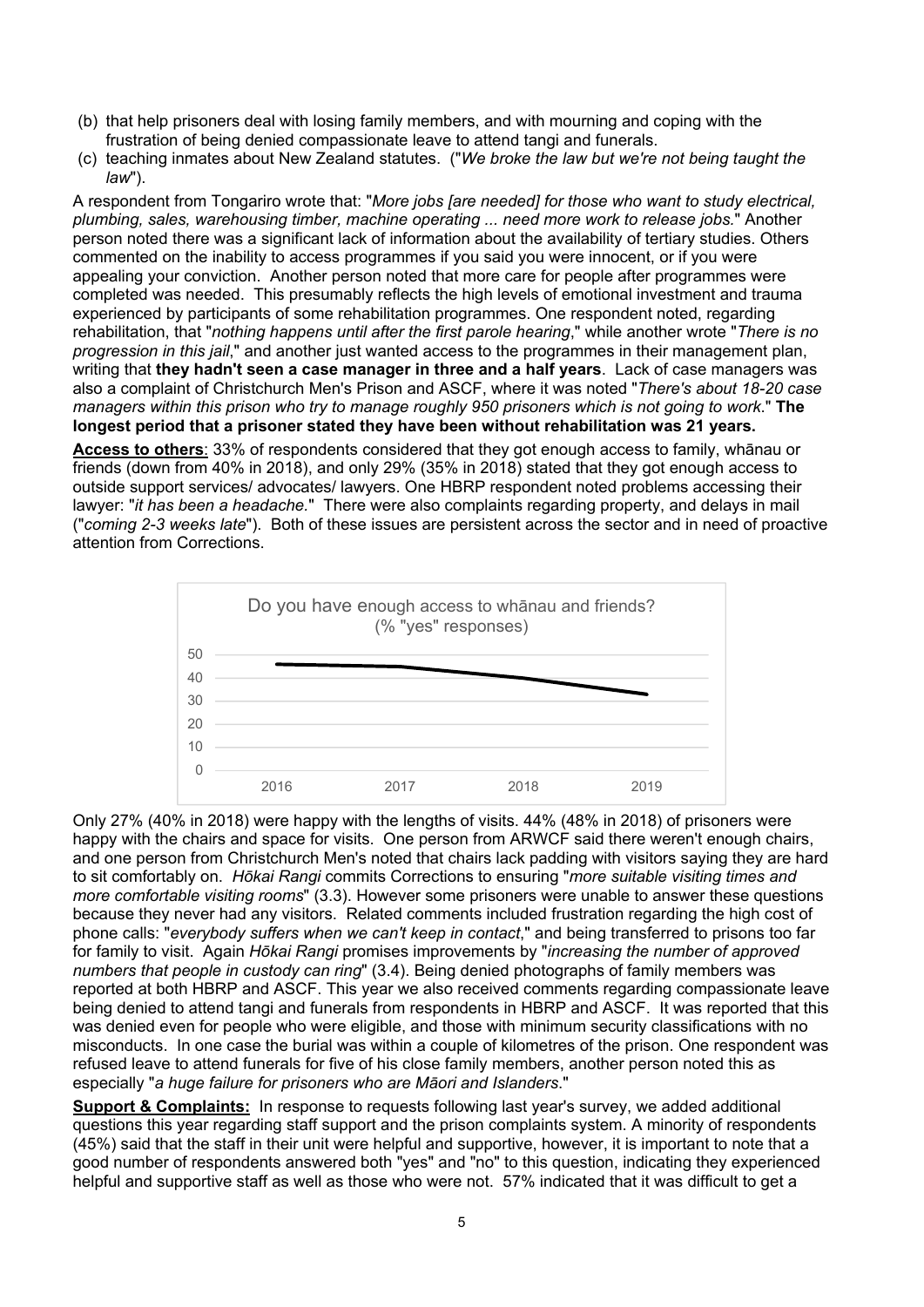(b) that help prisoners deal with losing family members, and with mourning and coping with the frustration of being denied compassionate leave to attend tangi and funerals.

(c) teaching inmates about New Zealand statutes. ("*We broke the law but we're not being taught the law*").

A respondent from Tongariro wrote that: "*More jobs [are needed] for those who want to study electrical, plumbing, sales, warehousing timber, machine operating ... need more work to release jobs.*" Another person noted there was a significant lack of information about the availability of tertiary studies. Others commented on the inability to access programmes if you said you were innocent, or if you were appealing your conviction. Another person noted that more care for people after programmes were completed was needed. This presumably reflects the high levels of emotional investment and trauma experienced by participants of some rehabilitation programmes. One respondent noted, regarding rehabilitation, that "*nothing happens until after the first parole hearing*," while another wrote "*There is no progression in this jail*," and another just wanted access to the programmes in their management plan, writing that **they hadn't seen a case manager in three and a half years**. Lack of case managers was also a complaint of Christchurch Men's Prison and ASCF, where it was noted "*There's about 18-20 case managers within this prison who try to manage roughly 950 prisoners which is not going to work.*" **The longest period that a prisoner stated they have been without rehabilitation was 21 years.**

**Access to others**: 33% of respondents considered that they got enough access to family, whānau or friends (down from 40% in 2018), and only 29% (35% in 2018) stated that they got enough access to outside support services/ advocates/ lawyers. One HBRP respondent noted problems accessing their lawyer: "*it has been a headache.*" There were also complaints regarding property, and delays in mail ("*coming 2-3 weeks late*"). Both of these issues are persistent across the sector and in need of proactive attention from Corrections.

Do you have enough access to whānau and friends? (% "yes" responses)

Only 27% (40% in 2018) were happy with the lengths of visits. 44% (48% in 2018) of prisoners were happy with the chairs and space for visits. One person from ARWCF said there weren't enough chairs, and one person from Christchurch Men's noted that chairs lack padding with visitors saying they are hard to sit comfortably on. *Hōkai Rangi* commits Corrections to ensuring "*more suitable visiting times and more comfortable visiting rooms*" (3.3). However some prisoners were unable to answer these questions because they never had any visitors. Related comments included frustration regarding the high cost of phone calls: "*everybody suffers when we can't keep in contact*," and being transferred to prisons too far for family to visit. Again *Hōkai Rangi* promises improvements by "*increasing the number of approved numbers that people in custody can ring*" (3.4). Being denied photographs of family members was reported at both HBRP and ASCF. This year we also received comments regarding compassionate leave being denied to attend tangi and funerals from respondents in HBRP and ASCF. It was reported that this was denied even for people who were eligible, and those with minimum security classifications with no misconducts. In one case the burial was within a couple of kilometres of the prison. One respondent was refused leave to attend funerals for five of his close family members, another person noted this as especially "*a huge failure for prisoners who are Māori and Islanders.*"

**Support & Complaints:** In response to requests following last year's survey, we added additional questions this year regarding staff support and the prison complaints system. A minority of respondents (45%) said that the staff in their unit were helpful and supportive, however, it is important to note that a good number of respondents answered both "yes" and "no" to this question, indicating they experienced helpful and supportive staff as well as those who were not. 57% indicated that it was difficult to get a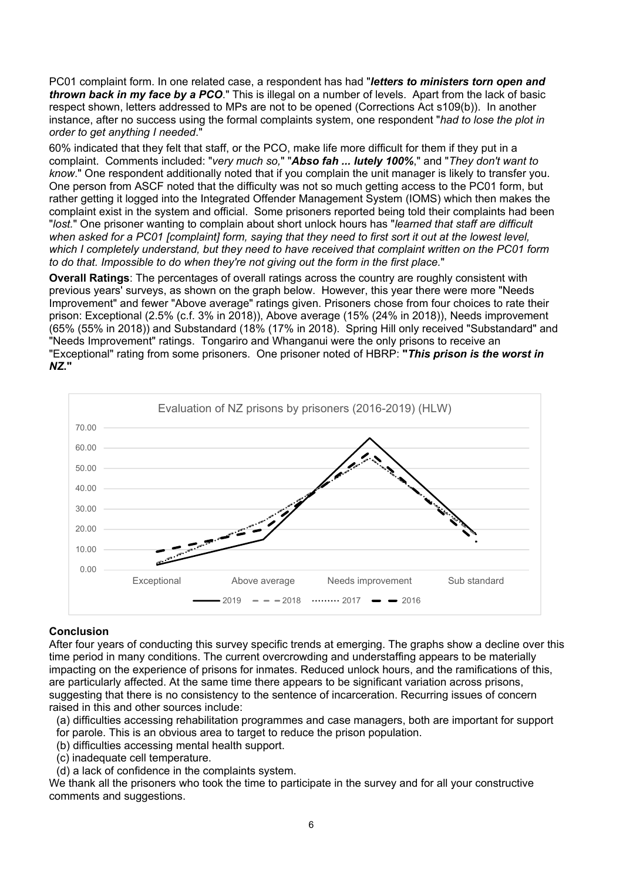PC01 complaint form. In one related case, a respondent has had "***letters to ministers torn open and thrown back in my face by a PCO***." This is illegal on a number of levels. Apart from the lack of basic respect shown, letters addressed to MPs are not to be opened (Corrections Act s109(b)). In another instance, after no success using the formal complaints system, one respondent "*had to lose the plot in order to get anything I needed*."

60% indicated that they felt that staff, or the PCO, make life more difficult for them if they put in a complaint. Comments included: "*very much so,*" "***Abso fah ... lutely 100%***," and "*They don't want to know*." One respondent additionally noted that if you complain the unit manager is likely to transfer you. One person from ASCF noted that the difficulty was not so much getting access to the PC01 form, but rather getting it logged into the Integrated Offender Management System (IOMS) which then makes the complaint exist in the system and official. Some prisoners reported being told their complaints had been "*lost.*" One prisoner wanting to complain about short unlock hours has "*learned that staff are difficult when asked for a PC01 [complaint] form, saying that they need to first sort it out at the lowest level, which I completely understand, but they need to have received that complaint written on the PC01 form to do that. Impossible to do when they're not giving out the form in the first place.*"

**Overall Ratings**: The percentages of overall ratings across the country are roughly consistent with previous years' surveys, as shown on the graph below. However, this year there were more "Needs Improvement" and fewer "Above average" ratings given. Prisoners chose from four choices to rate their prison: Exceptional (2.5% (c.f. 3% in 2018)), Above average (15% (24% in 2018)), Needs improvement (65% (55% in 2018)) and Substandard (18% (17% in 2018). Spring Hill only received "Substandard" and "Needs Improvement" ratings. Tongariro and Whanganui were the only prisons to receive an "Exceptional" rating from some prisoners. One prisoner noted of HBRP: **"*This prison is the worst in NZ.*"**

Evaluation of NZ prisons by prisoners (2016-2019) (HLW)

70.00
60.00
50.00
40.00
30.00
20.00
10.00
0.00

Exceptional, Above average, Needs improvement, Sub standard

2019, 2018, 2017, 2016

## Conclusion

After four years of conducting this survey specific trends at emerging. The graphs show a decline over this time period in many conditions. The current overcrowding and understaffing appears to be materially impacting on the experience of prisons for inmates. Reduced unlock hours, and the ramifications of this, are particularly affected. At the same time there appears to be significant variation across prisons, suggesting that there is no consistency to the sentence of incarceration. Recurring issues of concern raised in this and other sources include:

(a) difficulties accessing rehabilitation programmes and case managers, both are important for support for parole. This is an obvious area to target to reduce the prison population.
(b) difficulties accessing mental health support.
(c) inadequate cell temperature.
(d) a lack of confidence in the complaints system.

We thank all the prisoners who took the time to participate in the survey and for all your constructive comments and suggestions.